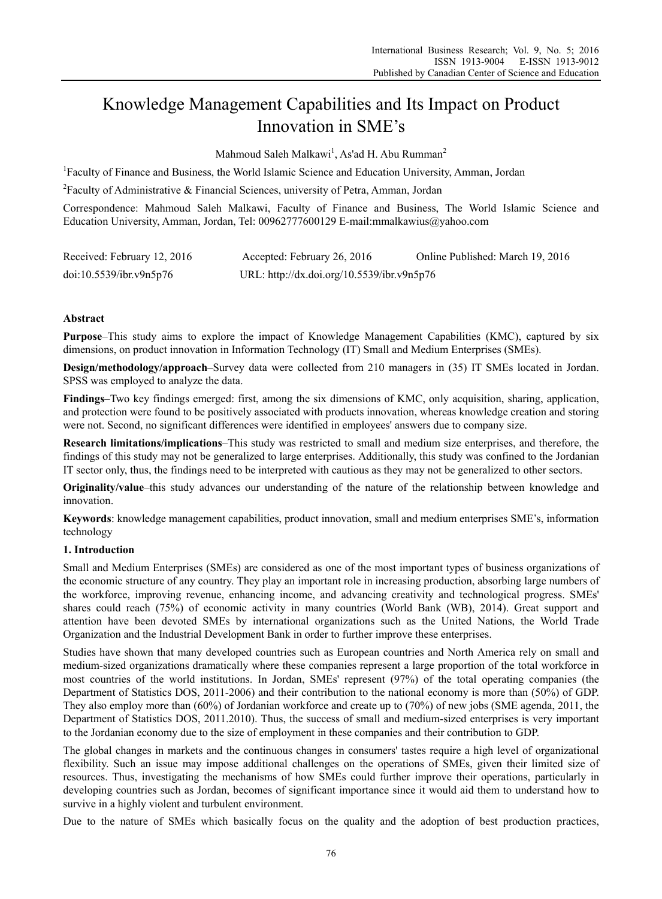# Knowledge Management Capabilities and Its Impact on Product Innovation in SME's

Mahmoud Saleh Malkawi[1], As'ad H. Abu Rumman[2]

[1]Faculty of Finance and Business, the World Islamic Science and Education University, Amman, Jordan

[2]Faculty of Administrative & Financial Sciences, university of Petra, Amman, Jordan

Correspondence: Mahmoud Saleh Malkawi, Faculty of Finance and Business, The World Islamic Science and Education University, Amman, Jordan, Tel: 00962777600129 E-mail:mmalkawius@yahoo.com

Received: February 12, 2016 Accepted: February 26, 2016 Online Published: March 19, 2016

doi:10.5539/ibr.v9n5p76 URL: http://dx.doi.org/10.5539/ibr.v9n5p76

## Abstract

**Purpose**–This study aims to explore the impact of Knowledge Management Capabilities (KMC), captured by six dimensions, on product innovation in Information Technology (IT) Small and Medium Enterprises (SMEs).

**Design/methodology/approach**–Survey data were collected from 210 managers in (35) IT SMEs located in Jordan. SPSS was employed to analyze the data.

**Findings**–Two key findings emerged: first, among the six dimensions of KMC, only acquisition, sharing, application, and protection were found to be positively associated with products innovation, whereas knowledge creation and storing were not. Second, no significant differences were identified in employees' answers due to company size.

**Research limitations/implications**–This study was restricted to small and medium size enterprises, and therefore, the findings of this study may not be generalized to large enterprises. Additionally, this study was confined to the Jordanian IT sector only, thus, the findings need to be interpreted with cautious as they may not be generalized to other sectors.

**Originality/value**–this study advances our understanding of the nature of the relationship between knowledge and innovation.

**Keywords**: knowledge management capabilities, product innovation, small and medium enterprises SME's, information technology

## 1. Introduction

Small and Medium Enterprises (SMEs) are considered as one of the most important types of business organizations of the economic structure of any country. They play an important role in increasing production, absorbing large numbers of the workforce, improving revenue, enhancing income, and advancing creativity and technological progress. SMEs' shares could reach (75%) of economic activity in many countries (World Bank (WB), 2014). Great support and attention have been devoted SMEs by international organizations such as the United Nations, the World Trade Organization and the Industrial Development Bank in order to further improve these enterprises.

Studies have shown that many developed countries such as European countries and North America rely on small and medium-sized organizations dramatically where these companies represent a large proportion of the total workforce in most countries of the world institutions. In Jordan, SMEs' represent (97%) of the total operating companies (the Department of Statistics DOS, 2011-2006) and their contribution to the national economy is more than (50%) of GDP. They also employ more than (60%) of Jordanian workforce and create up to (70%) of new jobs (SME agenda, 2011, the Department of Statistics DOS, 2011.2010). Thus, the success of small and medium-sized enterprises is very important to the Jordanian economy due to the size of employment in these companies and their contribution to GDP.

The global changes in markets and the continuous changes in consumers' tastes require a high level of organizational flexibility. Such an issue may impose additional challenges on the operations of SMEs, given their limited size of resources. Thus, investigating the mechanisms of how SMEs could further improve their operations, particularly in developing countries such as Jordan, becomes of significant importance since it would aid them to understand how to survive in a highly violent and turbulent environment.

Due to the nature of SMEs which basically focus on the quality and the adoption of best production practices,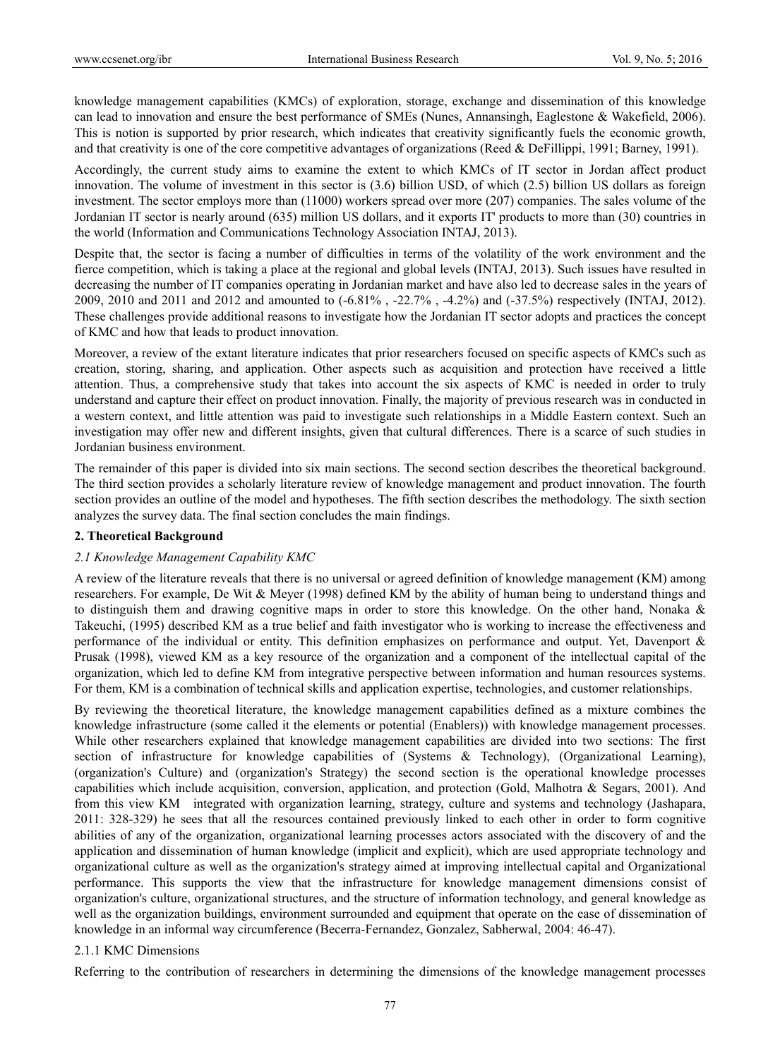knowledge management capabilities (KMCs) of exploration, storage, exchange and dissemination of this knowledge can lead to innovation and ensure the best performance of SMEs (Nunes, Annansingh, Eaglestone & Wakefield, 2006). This is notion is supported by prior research, which indicates that creativity significantly fuels the economic growth, and that creativity is one of the core competitive advantages of organizations (Reed & DeFillippi, 1991; Barney, 1991).

Accordingly, the current study aims to examine the extent to which KMCs of IT sector in Jordan affect product innovation. The volume of investment in this sector is (3.6) billion USD, of which (2.5) billion US dollars as foreign investment. The sector employs more than (11000) workers spread over more (207) companies. The sales volume of the Jordanian IT sector is nearly around (635) million US dollars, and it exports IT' products to more than (30) countries in the world (Information and Communications Technology Association INTAJ, 2013).

Despite that, the sector is facing a number of difficulties in terms of the volatility of the work environment and the fierce competition, which is taking a place at the regional and global levels (INTAJ, 2013). Such issues have resulted in decreasing the number of IT companies operating in Jordanian market and have also led to decrease sales in the years of 2009, 2010 and 2011 and 2012 and amounted to (-6.81% , -22.7% , -4.2%) and (-37.5%) respectively (INTAJ, 2012). These challenges provide additional reasons to investigate how the Jordanian IT sector adopts and practices the concept of KMC and how that leads to product innovation.

Moreover, a review of the extant literature indicates that prior researchers focused on specific aspects of KMCs such as creation, storing, sharing, and application. Other aspects such as acquisition and protection have received a little attention. Thus, a comprehensive study that takes into account the six aspects of KMC is needed in order to truly understand and capture their effect on product innovation. Finally, the majority of previous research was in conducted in a western context, and little attention was paid to investigate such relationships in a Middle Eastern context. Such an investigation may offer new and different insights, given that cultural differences. There is a scarce of such studies in Jordanian business environment.

The remainder of this paper is divided into six main sections. The second section describes the theoretical background. The third section provides a scholarly literature review of knowledge management and product innovation. The fourth section provides an outline of the model and hypotheses. The fifth section describes the methodology. The sixth section analyzes the survey data. The final section concludes the main findings.

## 2. Theoretical Background

### *2.1 Knowledge Management Capability KMC*

A review of the literature reveals that there is no universal or agreed definition of knowledge management (KM) among researchers. For example, De Wit & Meyer (1998) defined KM by the ability of human being to understand things and to distinguish them and drawing cognitive maps in order to store this knowledge. On the other hand, Nonaka & Takeuchi, (1995) described KM as a true belief and faith investigator who is working to increase the effectiveness and performance of the individual or entity. This definition emphasizes on performance and output. Yet, Davenport & Prusak (1998), viewed KM as a key resource of the organization and a component of the intellectual capital of the organization, which led to define KM from integrative perspective between information and human resources systems. For them, KM is a combination of technical skills and application expertise, technologies, and customer relationships.

By reviewing the theoretical literature, the knowledge management capabilities defined as a mixture combines the knowledge infrastructure (some called it the elements or potential (Enablers)) with knowledge management processes. While other researchers explained that knowledge management capabilities are divided into two sections: The first section of infrastructure for knowledge capabilities of (Systems & Technology), (Organizational Learning), (organization's Culture) and (organization's Strategy) the second section is the operational knowledge processes capabilities which include acquisition, conversion, application, and protection (Gold, Malhotra & Segars, 2001). And from this view KM integrated with organization learning, strategy, culture and systems and technology (Jashapara, 2011: 328-329) he sees that all the resources contained previously linked to each other in order to form cognitive abilities of any of the organization, organizational learning processes actors associated with the discovery of and the application and dissemination of human knowledge (implicit and explicit), which are used appropriate technology and organizational culture as well as the organization's strategy aimed at improving intellectual capital and Organizational performance. This supports the view that the infrastructure for knowledge management dimensions consist of organization's culture, organizational structures, and the structure of information technology, and general knowledge as well as the organization buildings, environment surrounded and equipment that operate on the ease of dissemination of knowledge in an informal way circumference (Becerra-Fernandez, Gonzalez, Sabherwal, 2004: 46-47).

#### 2.1.1 KMC Dimensions

Referring to the contribution of researchers in determining the dimensions of the knowledge management processes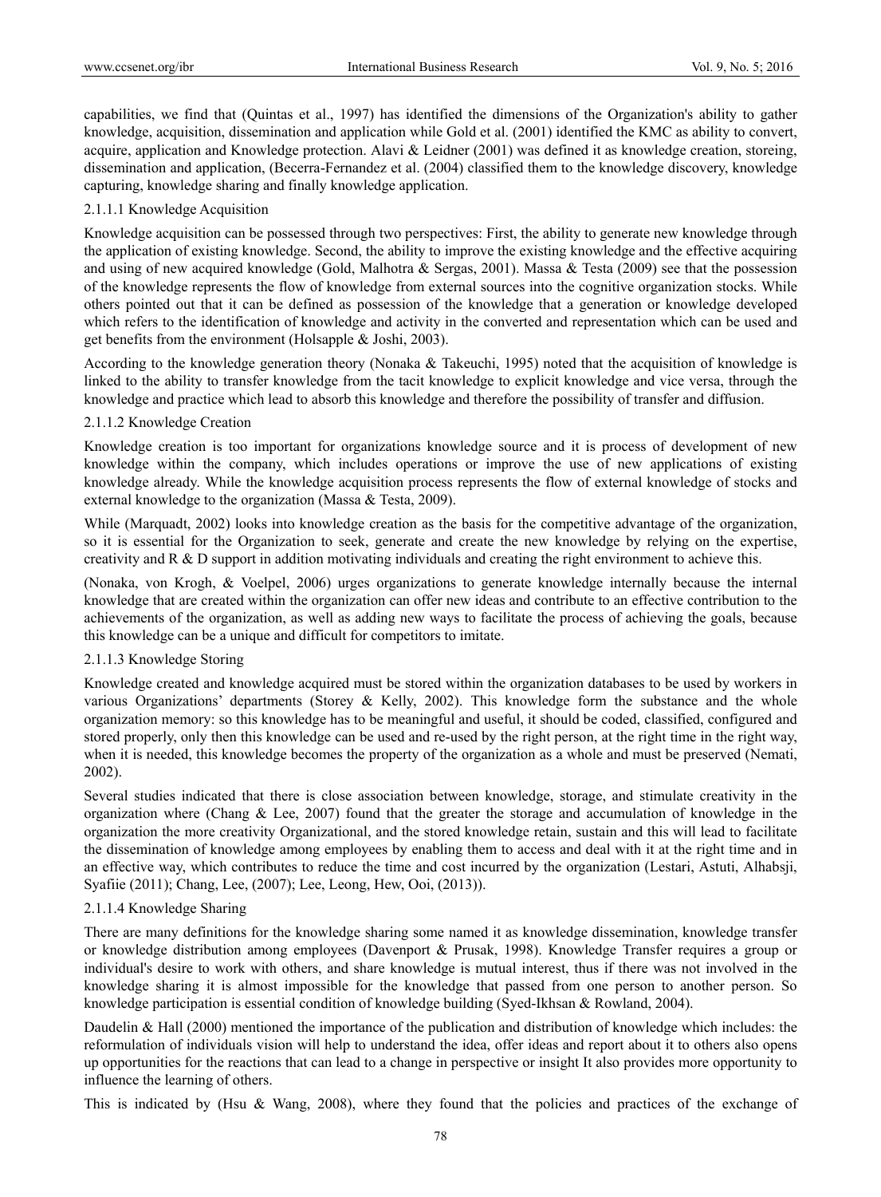capabilities, we find that (Quintas et al., 1997) has identified the dimensions of the Organization's ability to gather knowledge, acquisition, dissemination and application while Gold et al. (2001) identified the KMC as ability to convert, acquire, application and Knowledge protection. Alavi & Leidner (2001) was defined it as knowledge creation, storeing, dissemination and application, (Becerra-Fernandez et al. (2004) classified them to the knowledge discovery, knowledge capturing, knowledge sharing and finally knowledge application.

#### 2.1.1.1 Knowledge Acquisition

Knowledge acquisition can be possessed through two perspectives: First, the ability to generate new knowledge through the application of existing knowledge. Second, the ability to improve the existing knowledge and the effective acquiring and using of new acquired knowledge (Gold, Malhotra & Sergas, 2001). Massa & Testa (2009) see that the possession of the knowledge represents the flow of knowledge from external sources into the cognitive organization stocks. While others pointed out that it can be defined as possession of the knowledge that a generation or knowledge developed which refers to the identification of knowledge and activity in the converted and representation which can be used and get benefits from the environment (Holsapple & Joshi, 2003).

According to the knowledge generation theory (Nonaka & Takeuchi, 1995) noted that the acquisition of knowledge is linked to the ability to transfer knowledge from the tacit knowledge to explicit knowledge and vice versa, through the knowledge and practice which lead to absorb this knowledge and therefore the possibility of transfer and diffusion.

#### 2.1.1.2 Knowledge Creation

Knowledge creation is too important for organizations knowledge source and it is process of development of new knowledge within the company, which includes operations or improve the use of new applications of existing knowledge already. While the knowledge acquisition process represents the flow of external knowledge of stocks and external knowledge to the organization (Massa & Testa, 2009).

While (Marquadt, 2002) looks into knowledge creation as the basis for the competitive advantage of the organization, so it is essential for the Organization to seek, generate and create the new knowledge by relying on the expertise, creativity and R & D support in addition motivating individuals and creating the right environment to achieve this.

(Nonaka, von Krogh, & Voelpel, 2006) urges organizations to generate knowledge internally because the internal knowledge that are created within the organization can offer new ideas and contribute to an effective contribution to the achievements of the organization, as well as adding new ways to facilitate the process of achieving the goals, because this knowledge can be a unique and difficult for competitors to imitate.

#### 2.1.1.3 Knowledge Storing

Knowledge created and knowledge acquired must be stored within the organization databases to be used by workers in various Organizations' departments (Storey & Kelly, 2002). This knowledge form the substance and the whole organization memory: so this knowledge has to be meaningful and useful, it should be coded, classified, configured and stored properly, only then this knowledge can be used and re-used by the right person, at the right time in the right way, when it is needed, this knowledge becomes the property of the organization as a whole and must be preserved (Nemati, 2002).

Several studies indicated that there is close association between knowledge, storage, and stimulate creativity in the organization where (Chang & Lee, 2007) found that the greater the storage and accumulation of knowledge in the organization the more creativity Organizational, and the stored knowledge retain, sustain and this will lead to facilitate the dissemination of knowledge among employees by enabling them to access and deal with it at the right time and in an effective way, which contributes to reduce the time and cost incurred by the organization (Lestari, Astuti, Alhabsji, Syafiie (2011); Chang, Lee, (2007); Lee, Leong, Hew, Ooi, (2013)).

#### 2.1.1.4 Knowledge Sharing

There are many definitions for the knowledge sharing some named it as knowledge dissemination, knowledge transfer or knowledge distribution among employees (Davenport & Prusak, 1998). Knowledge Transfer requires a group or individual's desire to work with others, and share knowledge is mutual interest, thus if there was not involved in the knowledge sharing it is almost impossible for the knowledge that passed from one person to another person. So knowledge participation is essential condition of knowledge building (Syed-Ikhsan & Rowland, 2004).

Daudelin & Hall (2000) mentioned the importance of the publication and distribution of knowledge which includes: the reformulation of individuals vision will help to understand the idea, offer ideas and report about it to others also opens up opportunities for the reactions that can lead to a change in perspective or insight It also provides more opportunity to influence the learning of others.

This is indicated by (Hsu & Wang, 2008), where they found that the policies and practices of the exchange of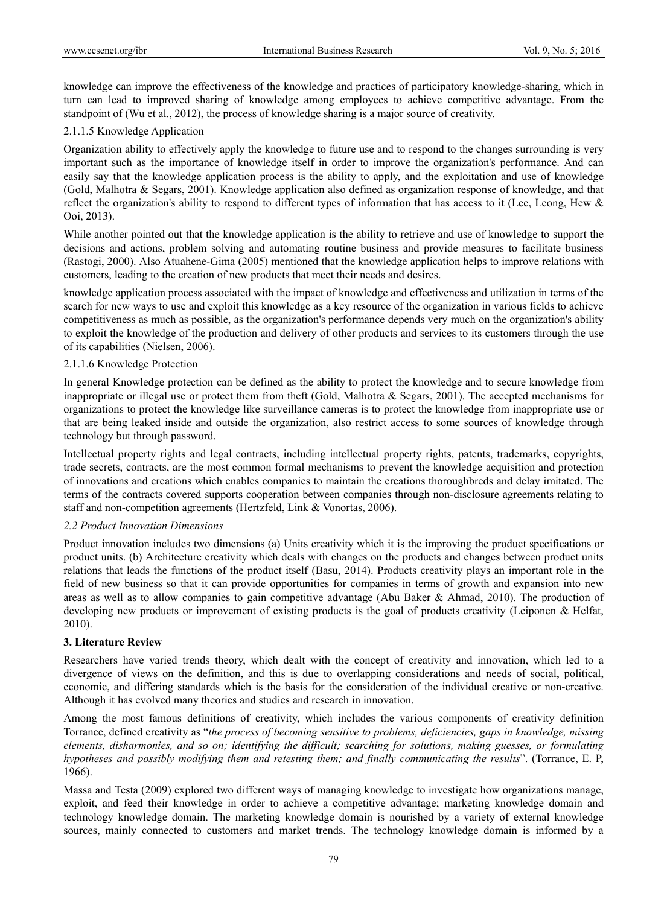knowledge can improve the effectiveness of the knowledge and practices of participatory knowledge-sharing, which in turn can lead to improved sharing of knowledge among employees to achieve competitive advantage. From the standpoint of (Wu et al., 2012), the process of knowledge sharing is a major source of creativity.

#### 2.1.1.5 Knowledge Application

Organization ability to effectively apply the knowledge to future use and to respond to the changes surrounding is very important such as the importance of knowledge itself in order to improve the organization's performance. And can easily say that the knowledge application process is the ability to apply, and the exploitation and use of knowledge (Gold, Malhotra & Segars, 2001). Knowledge application also defined as organization response of knowledge, and that reflect the organization's ability to respond to different types of information that has access to it (Lee, Leong, Hew & Ooi, 2013).

While another pointed out that the knowledge application is the ability to retrieve and use of knowledge to support the decisions and actions, problem solving and automating routine business and provide measures to facilitate business (Rastogi, 2000). Also Atuahene-Gima (2005) mentioned that the knowledge application helps to improve relations with customers, leading to the creation of new products that meet their needs and desires.

knowledge application process associated with the impact of knowledge and effectiveness and utilization in terms of the search for new ways to use and exploit this knowledge as a key resource of the organization in various fields to achieve competitiveness as much as possible, as the organization's performance depends very much on the organization's ability to exploit the knowledge of the production and delivery of other products and services to its customers through the use of its capabilities (Nielsen, 2006).

#### 2.1.1.6 Knowledge Protection

In general Knowledge protection can be defined as the ability to protect the knowledge and to secure knowledge from inappropriate or illegal use or protect them from theft (Gold, Malhotra & Segars, 2001). The accepted mechanisms for organizations to protect the knowledge like surveillance cameras is to protect the knowledge from inappropriate use or that are being leaked inside and outside the organization, also restrict access to some sources of knowledge through technology but through password.

Intellectual property rights and legal contracts, including intellectual property rights, patents, trademarks, copyrights, trade secrets, contracts, are the most common formal mechanisms to prevent the knowledge acquisition and protection of innovations and creations which enables companies to maintain the creations thoroughbreds and delay imitated. The terms of the contracts covered supports cooperation between companies through non-disclosure agreements relating to staff and non-competition agreements (Hertzfeld, Link & Vonortas, 2006).

### *2.2 Product Innovation Dimensions*

Product innovation includes two dimensions (a) Units creativity which it is the improving the product specifications or product units. (b) Architecture creativity which deals with changes on the products and changes between product units relations that leads the functions of the product itself (Basu, 2014). Products creativity plays an important role in the field of new business so that it can provide opportunities for companies in terms of growth and expansion into new areas as well as to allow companies to gain competitive advantage (Abu Baker & Ahmad, 2010). The production of developing new products or improvement of existing products is the goal of products creativity (Leiponen & Helfat, 2010).

## 3. Literature Review

Researchers have varied trends theory, which dealt with the concept of creativity and innovation, which led to a divergence of views on the definition, and this is due to overlapping considerations and needs of social, political, economic, and differing standards which is the basis for the consideration of the individual creative or non-creative. Although it has evolved many theories and studies and research in innovation.

Among the most famous definitions of creativity, which includes the various components of creativity definition Torrance, defined creativity as "*the process of becoming sensitive to problems, deficiencies, gaps in knowledge, missing elements, disharmonies, and so on; identifying the difficult; searching for solutions, making guesses, or formulating hypotheses and possibly modifying them and retesting them; and finally communicating the results*". (Torrance, E. P, 1966).

Massa and Testa (2009) explored two different ways of managing knowledge to investigate how organizations manage, exploit, and feed their knowledge in order to achieve a competitive advantage; marketing knowledge domain and technology knowledge domain. The marketing knowledge domain is nourished by a variety of external knowledge sources, mainly connected to customers and market trends. The technology knowledge domain is informed by a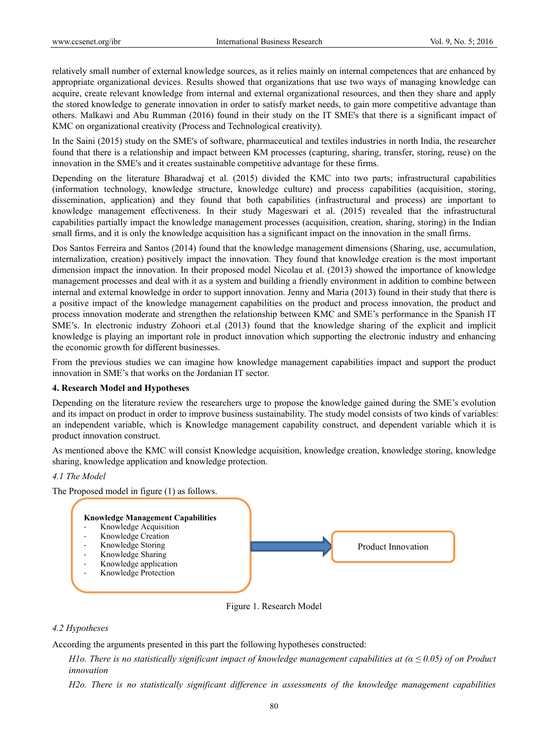relatively small number of external knowledge sources, as it relies mainly on internal competences that are enhanced by appropriate organizational devices. Results showed that organizations that use two ways of managing knowledge can acquire, create relevant knowledge from internal and external organizational resources, and then they share and apply the stored knowledge to generate innovation in order to satisfy market needs, to gain more competitive advantage than others. Malkawi and Abu Rumman (2016) found in their study on the IT SME's that there is a significant impact of KMC on organizational creativity (Process and Technological creativity).

In the Saini (2015) study on the SME's of software, pharmaceutical and textiles industries in north India, the researcher found that there is a relationship and impact between KM processes (capturing, sharing, transfer, storing, reuse) on the innovation in the SME's and it creates sustainable competitive advantage for these firms.

Depending on the literature Bharadwaj et al. (2015) divided the KMC into two parts; infrastructural capabilities (information technology, knowledge structure, knowledge culture) and process capabilities (acquisition, storing, dissemination, application) and they found that both capabilities (infrastructural and process) are important to knowledge management effectiveness. In their study Mageswari et al. (2015) revealed that the infrastructural capabilities partially impact the knowledge management processes (acquisition, creation, sharing, storing) in the Indian small firms, and it is only the knowledge acquisition has a significant impact on the innovation in the small firms.

Dos Santos Ferreira and Santos (2014) found that the knowledge management dimensions (Sharing, use, accumulation, internalization, creation) positively impact the innovation. They found that knowledge creation is the most important dimension impact the innovation. In their proposed model Nicolau et al. (2013) showed the importance of knowledge management processes and deal with it as a system and building a friendly environment in addition to combine between internal and external knowledge in order to support innovation. Jenny and Maria (2013) found in their study that there is a positive impact of the knowledge management capabilities on the product and process innovation, the product and process innovation moderate and strengthen the relationship between KMC and SME's performance in the Spanish IT SME's. In electronic industry Zohoori et.al (2013) found that the knowledge sharing of the explicit and implicit knowledge is playing an important role in product innovation which supporting the electronic industry and enhancing the economic growth for different businesses.

From the previous studies we can imagine how knowledge management capabilities impact and support the product innovation in SME's that works on the Jordanian IT sector.

## 4. Research Model and Hypotheses

Depending on the literature review the researchers urge to propose the knowledge gained during the SME's evolution and its impact on product in order to improve business sustainability. The study model consists of two kinds of variables: an independent variable, which is Knowledge management capability construct, and dependent variable which it is product innovation construct.

As mentioned above the KMC will consist Knowledge acquisition, knowledge creation, knowledge storing, knowledge sharing, knowledge application and knowledge protection.

### *4.1 The Model*

The Proposed model in figure (1) as follows.

**Knowledge Management Capabilities**
- Knowledge Acquisition
- Knowledge Creation
- Knowledge Storing
- Knowledge Sharing
- Knowledge application
- Knowledge Protection

→ Product Innovation

Figure 1. Research Model

### *4.2 Hypotheses*

According the arguments presented in this part the following hypotheses constructed:

*H1o. There is no statistically significant impact of knowledge management capabilities at ($\alpha \leq 0.05$) of on Product innovation*

*H2o. There is no statistically significant difference in assessments of the knowledge management capabilities*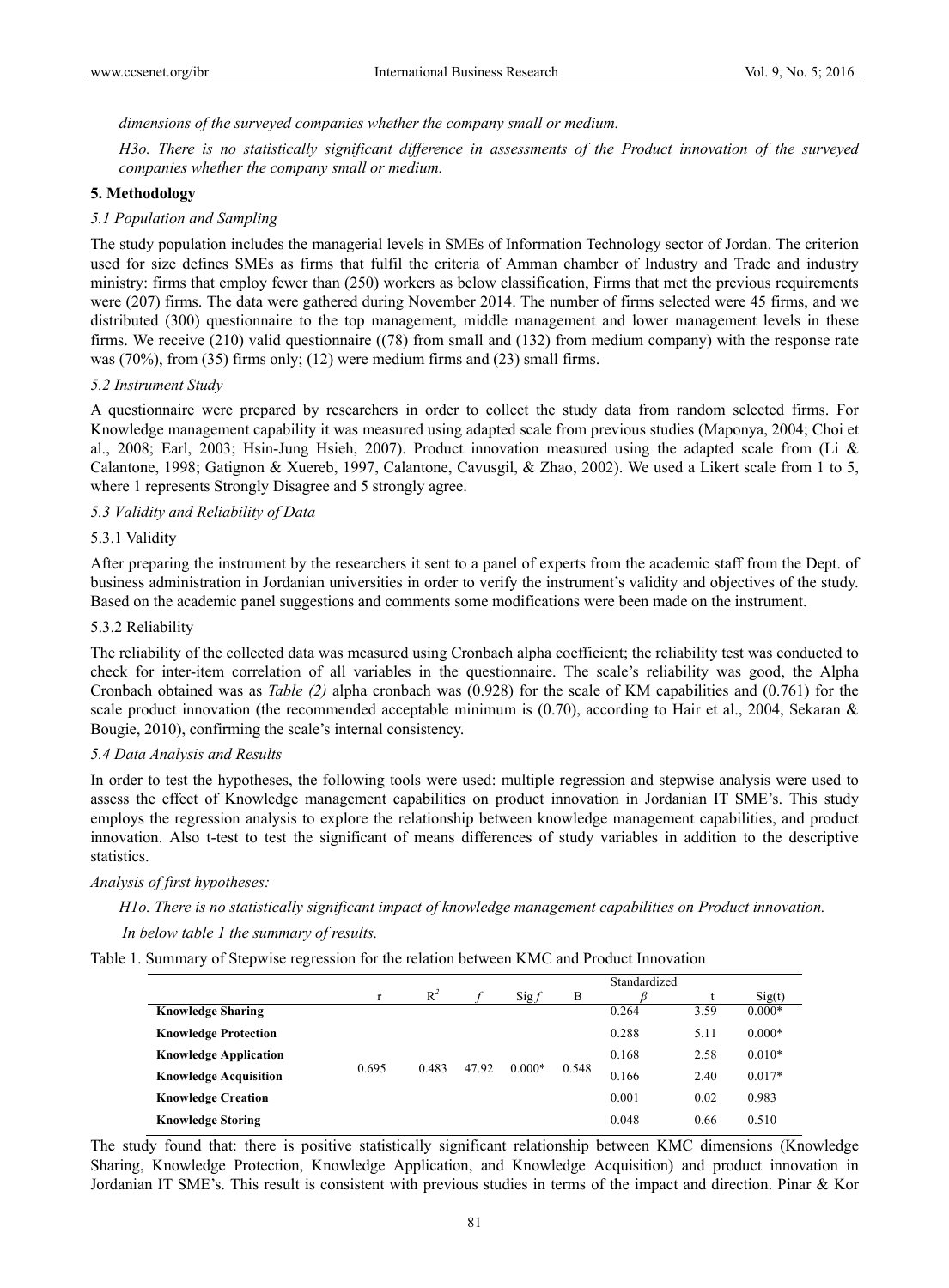*dimensions of the surveyed companies whether the company small or medium.*

*H3o. There is no statistically significant difference in assessments of the Product innovation of the surveyed companies whether the company small or medium.*

## 5. Methodology

### *5.1 Population and Sampling*

The study population includes the managerial levels in SMEs of Information Technology sector of Jordan. The criterion used for size defines SMEs as firms that fulfil the criteria of Amman chamber of Industry and Trade and industry ministry: firms that employ fewer than (250) workers as below classification, Firms that met the previous requirements were (207) firms. The data were gathered during November 2014. The number of firms selected were 45 firms, and we distributed (300) questionnaire to the top management, middle management and lower management levels in these firms. We receive (210) valid questionnaire ((78) from small and (132) from medium company) with the response rate was (70%), from (35) firms only; (12) were medium firms and (23) small firms.

### *5.2 Instrument Study*

A questionnaire were prepared by researchers in order to collect the study data from random selected firms. For Knowledge management capability it was measured using adapted scale from previous studies (Maponya, 2004; Choi et al., 2008; Earl, 2003; Hsin-Jung Hsieh, 2007). Product innovation measured using the adapted scale from (Li & Calantone, 1998; Gatignon & Xuereb, 1997, Calantone, Cavusgil, & Zhao, 2002). We used a Likert scale from 1 to 5, where 1 represents Strongly Disagree and 5 strongly agree.

### *5.3 Validity and Reliability of Data*

#### 5.3.1 Validity

After preparing the instrument by the researchers it sent to a panel of experts from the academic staff from the Dept. of business administration in Jordanian universities in order to verify the instrument's validity and objectives of the study. Based on the academic panel suggestions and comments some modifications were been made on the instrument.

#### 5.3.2 Reliability

The reliability of the collected data was measured using Cronbach alpha coefficient; the reliability test was conducted to check for inter-item correlation of all variables in the questionnaire. The scale's reliability was good, the Alpha Cronbach obtained was as *Table (2)* alpha cronbach was (0.928) for the scale of KM capabilities and (0.761) for the scale product innovation (the recommended acceptable minimum is (0.70), according to Hair et al., 2004, Sekaran & Bougie, 2010), confirming the scale's internal consistency.

### *5.4 Data Analysis and Results*

In order to test the hypotheses, the following tools were used: multiple regression and stepwise analysis were used to assess the effect of Knowledge management capabilities on product innovation in Jordanian IT SME's. This study employs the regression analysis to explore the relationship between knowledge management capabilities, and product innovation. Also t-test to test the significant of means differences of study variables in addition to the descriptive statistics.

*Analysis of first hypotheses:*

*H1o. There is no statistically significant impact of knowledge management capabilities on Product innovation.*

*In below table 1 the summary of results.*

Table 1. Summary of Stepwise regression for the relation between KMC and Product Innovation

| | r | $R^2$ | $f$ | Sig $f$ | B | Standardized $\beta$ | t | Sig(t) |
|---|---|---|---|---|---|---|---|---|
| **Knowledge Sharing** | 0.695 | 0.483 | 47.92 | 0.000* | 0.548 | 0.264 | 3.59 | 0.000* |
| **Knowledge Protection** | | | | | | 0.288 | 5.11 | 0.000* |
| **Knowledge Application** | | | | | | 0.168 | 2.58 | 0.010* |
| **Knowledge Acquisition** | | | | | | 0.166 | 2.40 | 0.017* |
| **Knowledge Creation** | | | | | | 0.001 | 0.02 | 0.983 |
| **Knowledge Storing** | | | | | | 0.048 | 0.66 | 0.510 |

The study found that: there is positive statistically significant relationship between KMC dimensions (Knowledge Sharing, Knowledge Protection, Knowledge Application, and Knowledge Acquisition) and product innovation in Jordanian IT SME's. This result is consistent with previous studies in terms of the impact and direction. Pinar & Kor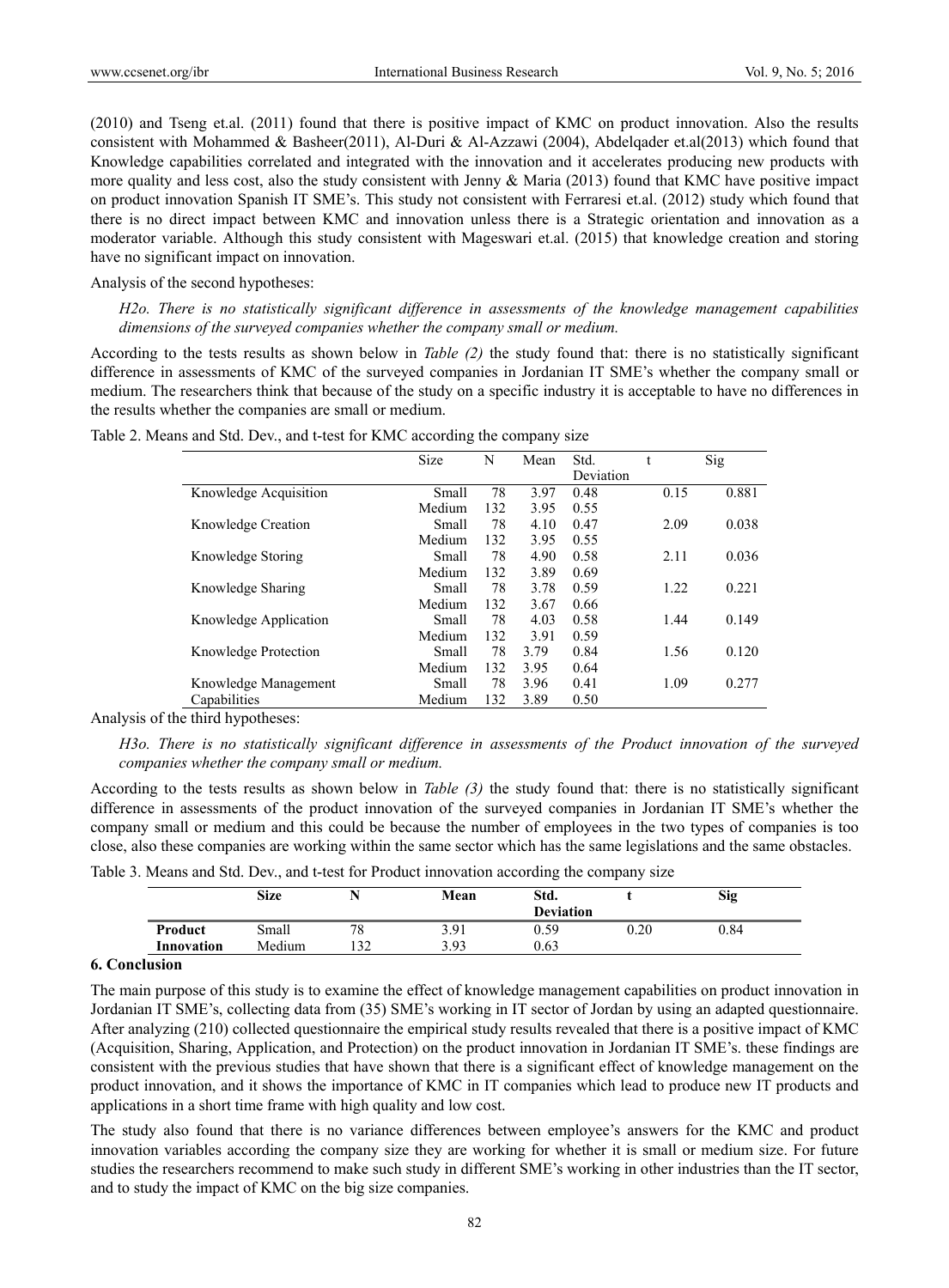(2010) and Tseng et.al. (2011) found that there is positive impact of KMC on product innovation. Also the results consistent with Mohammed & Basheer(2011), Al-Duri & Al-Azzawi (2004), Abdelqader et.al(2013) which found that Knowledge capabilities correlated and integrated with the innovation and it accelerates producing new products with more quality and less cost, also the study consistent with Jenny & Maria (2013) found that KMC have positive impact on product innovation Spanish IT SME's. This study not consistent with Ferraresi et.al. (2012) study which found that there is no direct impact between KMC and innovation unless there is a Strategic orientation and innovation as a moderator variable. Although this study consistent with Mageswari et.al. (2015) that knowledge creation and storing have no significant impact on innovation.

Analysis of the second hypotheses:

*H2o. There is no statistically significant difference in assessments of the knowledge management capabilities dimensions of the surveyed companies whether the company small or medium.*

According to the tests results as shown below in *Table (2)* the study found that: there is no statistically significant difference in assessments of KMC of the surveyed companies in Jordanian IT SME's whether the company small or medium. The researchers think that because of the study on a specific industry it is acceptable to have no differences in the results whether the companies are small or medium.

Table 2. Means and Std. Dev., and t-test for KMC according the company size

| | Size | N | Mean | Std. Deviation | t | Sig |
|---|---|---|---|---|---|---|
| Knowledge Acquisition | Small | 78 | 3.97 | 0.48 | 0.15 | 0.881 |
| | Medium | 132 | 3.95 | 0.55 | | |
| Knowledge Creation | Small | 78 | 4.10 | 0.47 | 2.09 | 0.038 |
| | Medium | 132 | 3.95 | 0.55 | | |
| Knowledge Storing | Small | 78 | 4.90 | 0.58 | 2.11 | 0.036 |
| | Medium | 132 | 3.89 | 0.69 | | |
| Knowledge Sharing | Small | 78 | 3.78 | 0.59 | 1.22 | 0.221 |
| | Medium | 132 | 3.67 | 0.66 | | |
| Knowledge Application | Small | 78 | 4.03 | 0.58 | 1.44 | 0.149 |
| | Medium | 132 | 3.91 | 0.59 | | |
| Knowledge Protection | Small | 78 | 3.79 | 0.84 | 1.56 | 0.120 |
| | Medium | 132 | 3.95 | 0.64 | | |
| Knowledge Management Capabilities | Small | 78 | 3.96 | 0.41 | 1.09 | 0.277 |
| | Medium | 132 | 3.89 | 0.50 | | |

Analysis of the third hypotheses:

*H3o. There is no statistically significant difference in assessments of the Product innovation of the surveyed companies whether the company small or medium.*

According to the tests results as shown below in *Table (3)* the study found that: there is no statistically significant difference in assessments of the product innovation of the surveyed companies in Jordanian IT SME's whether the company small or medium and this could be because the number of employees in the two types of companies is too close, also these companies are working within the same sector which has the same legislations and the same obstacles.

Table 3. Means and Std. Dev., and t-test for Product innovation according the company size

| | **Size** | **N** | **Mean** | **Std. Deviation** | **t** | **Sig** |
|---|---|---|---|---|---|---|
| **Product Innovation** | Small | 78 | 3.91 | 0.59 | 0.20 | 0.84 |
| | Medium | 132 | 3.93 | 0.63 | | |

## 6. Conclusion

The main purpose of this study is to examine the effect of knowledge management capabilities on product innovation in Jordanian IT SME's, collecting data from (35) SME's working in IT sector of Jordan by using an adapted questionnaire. After analyzing (210) collected questionnaire the empirical study results revealed that there is a positive impact of KMC (Acquisition, Sharing, Application, and Protection) on the product innovation in Jordanian IT SME's. these findings are consistent with the previous studies that have shown that there is a significant effect of knowledge management on the product innovation, and it shows the importance of KMC in IT companies which lead to produce new IT products and applications in a short time frame with high quality and low cost.

The study also found that there is no variance differences between employee's answers for the KMC and product innovation variables according the company size they are working for whether it is small or medium size. For future studies the researchers recommend to make such study in different SME's working in other industries than the IT sector, and to study the impact of KMC on the big size companies.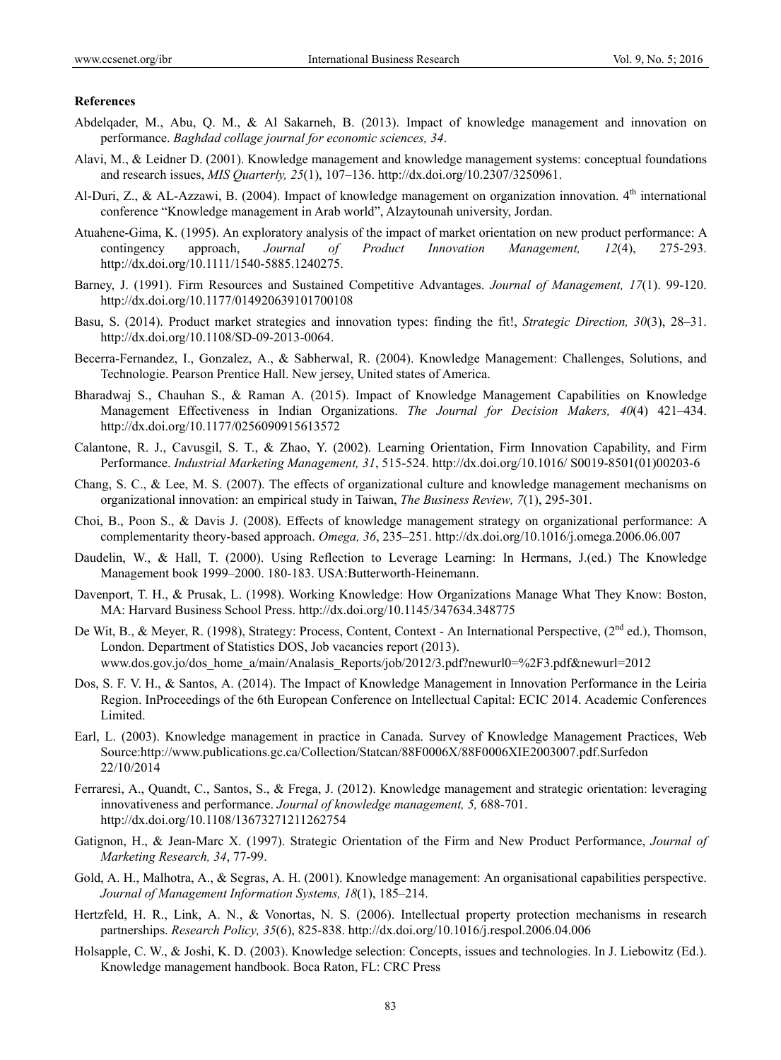**References**

Abdelqader, M., Abu, Q. M., & Al Sakarneh, B. (2013). Impact of knowledge management and innovation on performance. *Baghdad collage journal for economic sciences, 34*.

Alavi, M., & Leidner D. (2001). Knowledge management and knowledge management systems: conceptual foundations and research issues, *MIS Quarterly, 25*(1), 107–136. http://dx.doi.org/10.2307/3250961.

Al-Duri, Z., & AL-Azzawi, B. (2004). Impact of knowledge management on organization innovation. 4th international conference "Knowledge management in Arab world", Alzaytounah university, Jordan.

Atuahene-Gima, K. (1995). An exploratory analysis of the impact of market orientation on new product performance: A contingency approach, *Journal of Product Innovation Management, 12*(4), 275-293. http://dx.doi.org/10.1111/1540-5885.1240275.

Barney, J. (1991). Firm Resources and Sustained Competitive Advantages. *Journal of Management, 17*(1). 99-120. http://dx.doi.org/10.1177/014920639101700108

Basu, S. (2014). Product market strategies and innovation types: finding the fit!, *Strategic Direction, 30*(3), 28–31. http://dx.doi.org/10.1108/SD-09-2013-0064.

Becerra-Fernandez, I., Gonzalez, A., & Sabherwal, R. (2004). Knowledge Management: Challenges, Solutions, and Technologie. Pearson Prentice Hall. New jersey, United states of America.

Bharadwaj S., Chauhan S., & Raman A. (2015). Impact of Knowledge Management Capabilities on Knowledge Management Effectiveness in Indian Organizations. *The Journal for Decision Makers, 40*(4) 421–434. http://dx.doi.org/10.1177/0256090915613572

Calantone, R. J., Cavusgil, S. T., & Zhao, Y. (2002). Learning Orientation, Firm Innovation Capability, and Firm Performance. *Industrial Marketing Management, 31*, 515-524. http://dx.doi.org/10.1016/ S0019-8501(01)00203-6

Chang, S. C., & Lee, M. S. (2007). The effects of organizational culture and knowledge management mechanisms on organizational innovation: an empirical study in Taiwan, *The Business Review, 7*(1), 295-301.

Choi, B., Poon S., & Davis J. (2008). Effects of knowledge management strategy on organizational performance: A complementarity theory-based approach. *Omega, 36*, 235–251. http://dx.doi.org/10.1016/j.omega.2006.06.007

Daudelin, W., & Hall, T. (2000). Using Reflection to Leverage Learning: In Hermans, J.(ed.) The Knowledge Management book 1999–2000. 180-183. USA:Butterworth-Heinemann.

Davenport, T. H., & Prusak, L. (1998). Working Knowledge: How Organizations Manage What They Know: Boston, MA: Harvard Business School Press. http://dx.doi.org/10.1145/347634.348775

De Wit, B., & Meyer, R. (1998), Strategy: Process, Content, Context - An International Perspective, (2nd ed.), Thomson, London. Department of Statistics DOS, Job vacancies report (2013). www.dos.gov.jo/dos_home_a/main/Analasis_Reports/job/2012/3.pdf?newurl0=%2F3.pdf&newurl=2012

Dos, S. F. V. H., & Santos, A. (2014). The Impact of Knowledge Management in Innovation Performance in the Leiria Region. InProceedings of the 6th European Conference on Intellectual Capital: ECIC 2014. Academic Conferences Limited.

Earl, L. (2003). Knowledge management in practice in Canada. Survey of Knowledge Management Practices, Web Source:http://www.publications.gc.ca/Collection/Statcan/88F0006X/88F0006XIE2003007.pdf.Surfedon 22/10/2014

Ferraresi, A., Quandt, C., Santos, S., & Frega, J. (2012). Knowledge management and strategic orientation: leveraging innovativeness and performance. *Journal of knowledge management, 5,* 688-701. http://dx.doi.org/10.1108/13673271211262754

Gatignon, H., & Jean-Marc X. (1997). Strategic Orientation of the Firm and New Product Performance, *Journal of Marketing Research, 34*, 77-99.

Gold, A. H., Malhotra, A., & Segras, A. H. (2001). Knowledge management: An organisational capabilities perspective. *Journal of Management Information Systems, 18*(1), 185–214.

Hertzfeld, H. R., Link, A. N., & Vonortas, N. S. (2006). Intellectual property protection mechanisms in research partnerships. *Research Policy, 35*(6), 825-838. http://dx.doi.org/10.1016/j.respol.2006.04.006

Holsapple, C. W., & Joshi, K. D. (2003). Knowledge selection: Concepts, issues and technologies. In J. Liebowitz (Ed.). Knowledge management handbook. Boca Raton, FL: CRC Press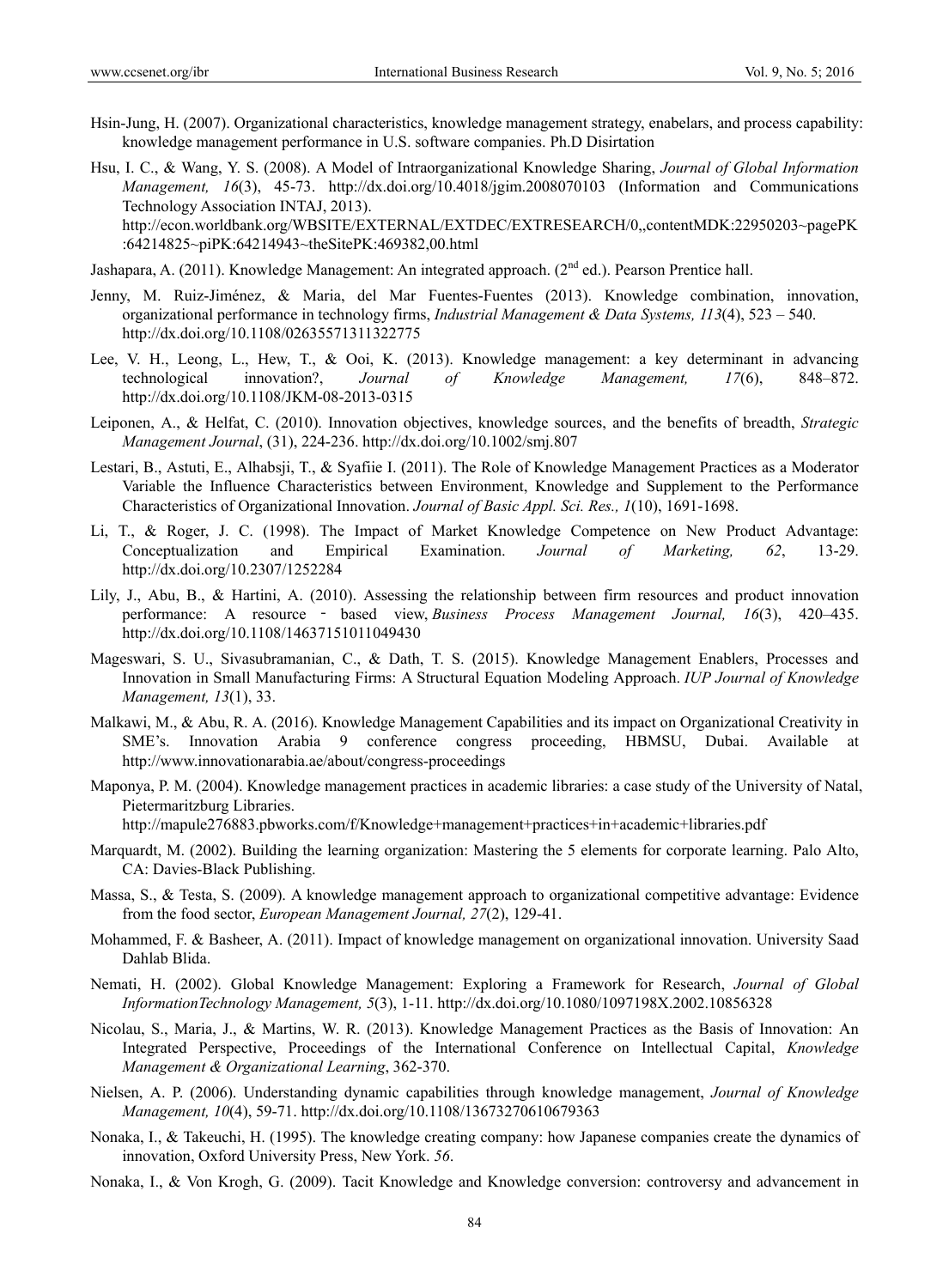Hsin-Jung, H. (2007). Organizational characteristics, knowledge management strategy, enabelars, and process capability: knowledge management performance in U.S. software companies. Ph.D Disirtation

Hsu, I. C., & Wang, Y. S. (2008). A Model of Intraorganizational Knowledge Sharing, *Journal of Global Information Management, 16*(3), 45-73. http://dx.doi.org/10.4018/jgim.2008070103 (Information and Communications Technology Association INTAJ, 2013). http://econ.worldbank.org/WBSITE/EXTERNAL/EXTDEC/EXTRESEARCH/0,,contentMDK:22950203~pagePK:64214825~piPK:64214943~theSitePK:469382,00.html

Jashapara, A. (2011). Knowledge Management: An integrated approach. (2nd ed.). Pearson Prentice hall.

Jenny, M. Ruiz-Jiménez, & Maria, del Mar Fuentes-Fuentes (2013). Knowledge combination, innovation, organizational performance in technology firms, *Industrial Management & Data Systems, 113*(4), 523 – 540. http://dx.doi.org/10.1108/02635571311322775

Lee, V. H., Leong, L., Hew, T., & Ooi, K. (2013). Knowledge management: a key determinant in advancing technological innovation?, *Journal of Knowledge Management, 17*(6), 848–872. http://dx.doi.org/10.1108/JKM-08-2013-0315

Leiponen, A., & Helfat, C. (2010). Innovation objectives, knowledge sources, and the benefits of breadth, *Strategic Management Journal*, (31), 224-236. http://dx.doi.org/10.1002/smj.807

Lestari, B., Astuti, E., Alhabsji, T., & Syafiie I. (2011). The Role of Knowledge Management Practices as a Moderator Variable the Influence Characteristics between Environment, Knowledge and Supplement to the Performance Characteristics of Organizational Innovation. *Journal of Basic Appl. Sci. Res., 1*(10), 1691-1698.

Li, T., & Roger, J. C. (1998). The Impact of Market Knowledge Competence on New Product Advantage: Conceptualization and Empirical Examination. *Journal of Marketing, 62*, 13-29. http://dx.doi.org/10.2307/1252284

Lily, J., Abu, B., & Hartini, A. (2010). Assessing the relationship between firm resources and product innovation performance: A resource ‐ based view, *Business Process Management Journal, 16*(3), 420–435. http://dx.doi.org/10.1108/14637151011049430

Mageswari, S. U., Sivasubramanian, C., & Dath, T. S. (2015). Knowledge Management Enablers, Processes and Innovation in Small Manufacturing Firms: A Structural Equation Modeling Approach. *IUP Journal of Knowledge Management, 13*(1), 33.

Malkawi, M., & Abu, R. A. (2016). Knowledge Management Capabilities and its impact on Organizational Creativity in SME's. Innovation Arabia 9 conference congress proceeding, HBMSU, Dubai. Available at http://www.innovationarabia.ae/about/congress-proceedings

Maponya, P. M. (2004). Knowledge management practices in academic libraries: a case study of the University of Natal, Pietermaritzburg Libraries. http://mapule276883.pbworks.com/f/Knowledge+management+practices+in+academic+libraries.pdf

Marquardt, M. (2002). Building the learning organization: Mastering the 5 elements for corporate learning. Palo Alto, CA: Davies-Black Publishing.

Massa, S., & Testa, S. (2009). A knowledge management approach to organizational competitive advantage: Evidence from the food sector, *European Management Journal, 27*(2), 129-41.

Mohammed, F. & Basheer, A. (2011). Impact of knowledge management on organizational innovation. University Saad Dahlab Blida.

Nemati, H. (2002). Global Knowledge Management: Exploring a Framework for Research, *Journal of Global InformationTechnology Management, 5*(3), 1-11. http://dx.doi.org/10.1080/1097198X.2002.10856328

Nicolau, S., Maria, J., & Martins, W. R. (2013). Knowledge Management Practices as the Basis of Innovation: An Integrated Perspective, Proceedings of the International Conference on Intellectual Capital, *Knowledge Management & Organizational Learning*, 362-370.

Nielsen, A. P. (2006). Understanding dynamic capabilities through knowledge management, *Journal of Knowledge Management, 10*(4), 59-71. http://dx.doi.org/10.1108/13673270610679363

Nonaka, I., & Takeuchi, H. (1995). The knowledge creating company: how Japanese companies create the dynamics of innovation, Oxford University Press, New York. *56*.

Nonaka, I., & Von Krogh, G. (2009). Tacit Knowledge and Knowledge conversion: controversy and advancement in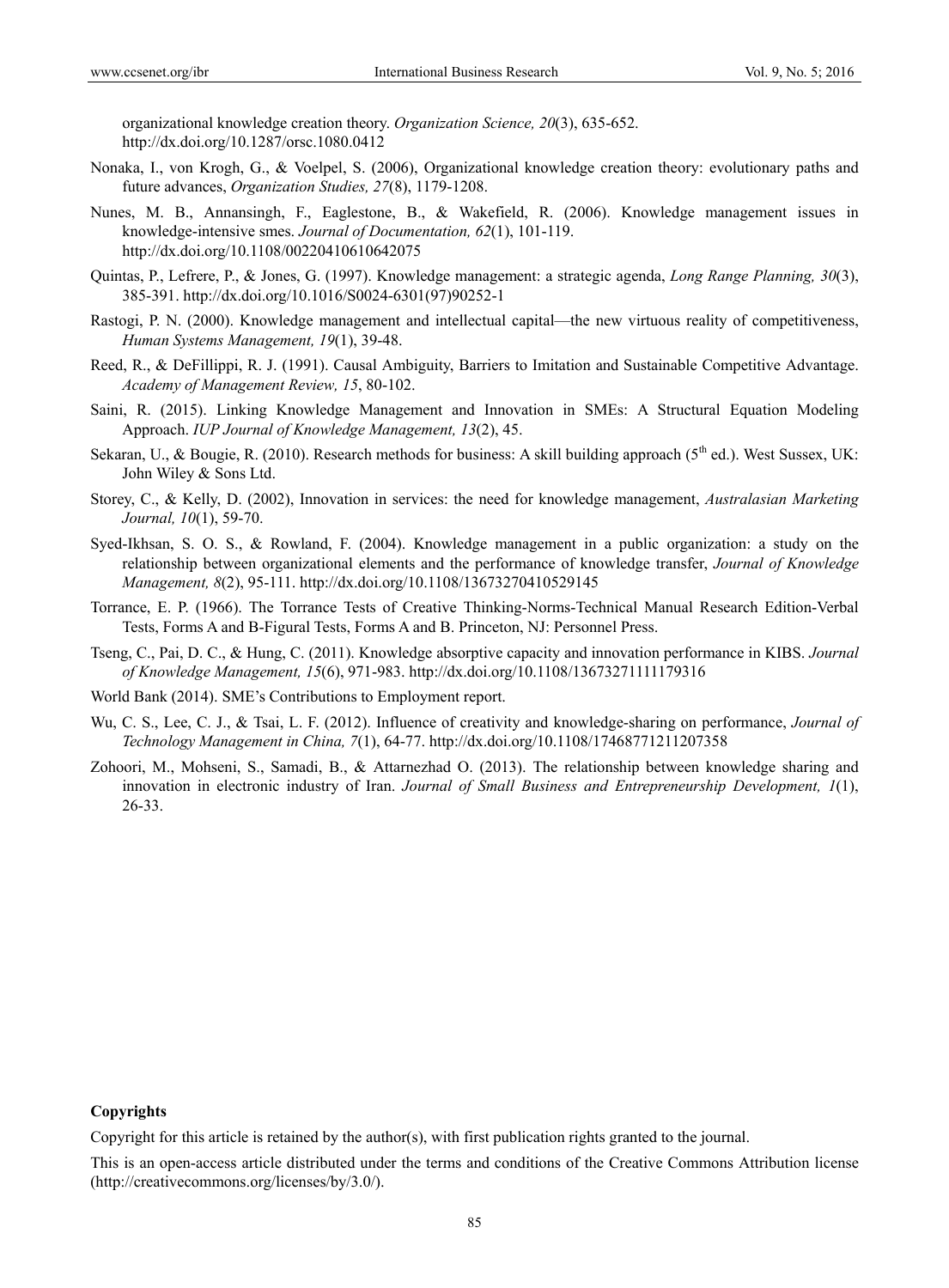organizational knowledge creation theory. *Organization Science, 20*(3), 635-652. http://dx.doi.org/10.1287/orsc.1080.0412

Nonaka, I., von Krogh, G., & Voelpel, S. (2006), Organizational knowledge creation theory: evolutionary paths and future advances, *Organization Studies, 27*(8), 1179-1208.

Nunes, M. B., Annansingh, F., Eaglestone, B., & Wakefield, R. (2006). Knowledge management issues in knowledge-intensive smes. *Journal of Documentation, 62*(1), 101-119. http://dx.doi.org/10.1108/00220410610642075

Quintas, P., Lefrere, P., & Jones, G. (1997). Knowledge management: a strategic agenda, *Long Range Planning, 30*(3), 385-391. http://dx.doi.org/10.1016/S0024-6301(97)90252-1

Rastogi, P. N. (2000). Knowledge management and intellectual capital—the new virtuous reality of competitiveness, *Human Systems Management, 19*(1), 39-48.

Reed, R., & DeFillippi, R. J. (1991). Causal Ambiguity, Barriers to Imitation and Sustainable Competitive Advantage. *Academy of Management Review, 15*, 80-102.

Saini, R. (2015). Linking Knowledge Management and Innovation in SMEs: A Structural Equation Modeling Approach. *IUP Journal of Knowledge Management, 13*(2), 45.

Sekaran, U., & Bougie, R. (2010). Research methods for business: A skill building approach (5th ed.). West Sussex, UK: John Wiley & Sons Ltd.

Storey, C., & Kelly, D. (2002), Innovation in services: the need for knowledge management, *Australasian Marketing Journal, 10*(1), 59-70.

Syed-Ikhsan, S. O. S., & Rowland, F. (2004). Knowledge management in a public organization: a study on the relationship between organizational elements and the performance of knowledge transfer, *Journal of Knowledge Management, 8*(2), 95-111. http://dx.doi.org/10.1108/13673270410529145

Torrance, E. P. (1966). The Torrance Tests of Creative Thinking-Norms-Technical Manual Research Edition-Verbal Tests, Forms A and B-Figural Tests, Forms A and B. Princeton, NJ: Personnel Press.

Tseng, C., Pai, D. C., & Hung, C. (2011). Knowledge absorptive capacity and innovation performance in KIBS. *Journal of Knowledge Management, 15*(6), 971-983. http://dx.doi.org/10.1108/13673271111179316

World Bank (2014). SME's Contributions to Employment report.

Wu, C. S., Lee, C. J., & Tsai, L. F. (2012). Influence of creativity and knowledge-sharing on performance, *Journal of Technology Management in China, 7*(1), 64-77. http://dx.doi.org/10.1108/17468771211207358

Zohoori, M., Mohseni, S., Samadi, B., & Attarnezhad O. (2013). The relationship between knowledge sharing and innovation in electronic industry of Iran. *Journal of Small Business and Entrepreneurship Development, 1*(1), 26-33.

**Copyrights**

Copyright for this article is retained by the author(s), with first publication rights granted to the journal.

This is an open-access article distributed under the terms and conditions of the Creative Commons Attribution license (http://creativecommons.org/licenses/by/3.0/).